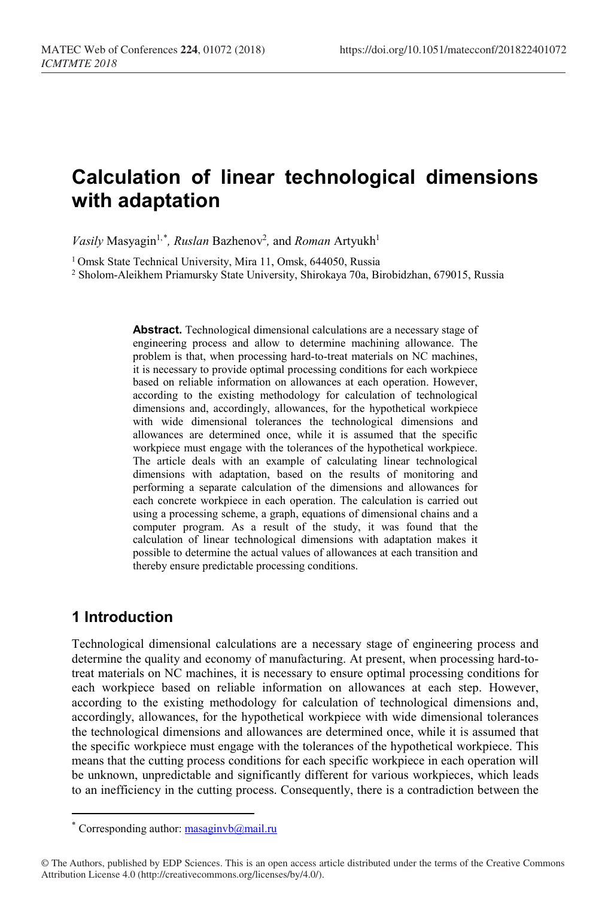# Calculation of linear technological dimensions with adaptation

*Vasily* Masyagin[1,*], *Ruslan* Bazhenov[2], and *Roman* Artyukh[1]

[1] Omsk State Technical University, Mira 11, Omsk, 644050, Russia

[2] Sholom-Aleikhem Priamursky State University, Shirokaya 70a, Birobidzhan, 679015, Russia

**Abstract.** Technological dimensional calculations are a necessary stage of engineering process and allow to determine machining allowance. The problem is that, when processing hard-to-treat materials on NC machines, it is necessary to provide optimal processing conditions for each workpiece based on reliable information on allowances at each operation. However, according to the existing methodology for calculation of technological dimensions and, accordingly, allowances, for the hypothetical workpiece with wide dimensional tolerances the technological dimensions and allowances are determined once, while it is assumed that the specific workpiece must engage with the tolerances of the hypothetical workpiece. The article deals with an example of calculating linear technological dimensions with adaptation, based on the results of monitoring and performing a separate calculation of the dimensions and allowances for each concrete workpiece in each operation. The calculation is carried out using a processing scheme, a graph, equations of dimensional chains and a computer program. As a result of the study, it was found that the calculation of linear technological dimensions with adaptation makes it possible to determine the actual values of allowances at each transition and thereby ensure predictable processing conditions.

## 1 Introduction

Technological dimensional calculations are a necessary stage of engineering process and determine the quality and economy of manufacturing. At present, when processing hard-to-treat materials on NC machines, it is necessary to ensure optimal processing conditions for each workpiece based on reliable information on allowances at each step. However, according to the existing methodology for calculation of technological dimensions and, accordingly, allowances, for the hypothetical workpiece with wide dimensional tolerances the technological dimensions and allowances are determined once, while it is assumed that the specific workpiece must engage with the tolerances of the hypothetical workpiece. This means that the cutting process conditions for each specific workpiece in each operation will be unknown, unpredictable and significantly different for various workpieces, which leads to an inefficiency in the cutting process. Consequently, there is a contradiction between the

* Corresponding author: masaginvb@mail.ru

© The Authors, published by EDP Sciences. This is an open access article distributed under the terms of the Creative Commons Attribution License 4.0 (http://creativecommons.org/licenses/by/4.0/).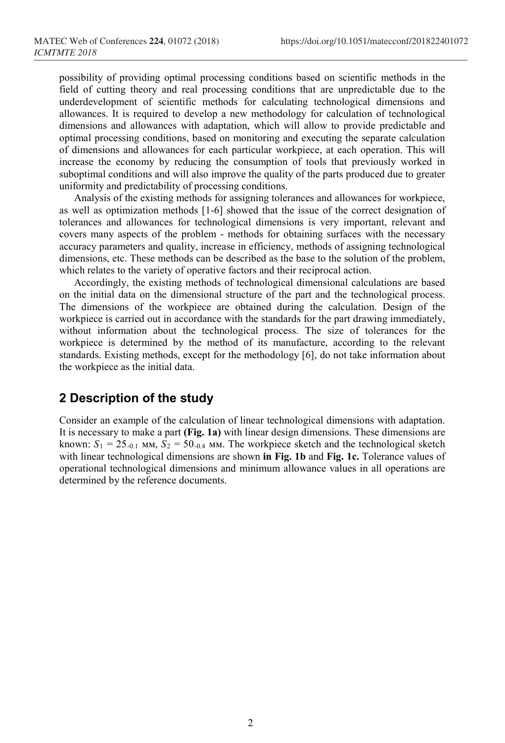possibility of providing optimal processing conditions based on scientific methods in the field of cutting theory and real processing conditions that are unpredictable due to the underdevelopment of scientific methods for calculating technological dimensions and allowances. It is required to develop a new methodology for calculation of technological dimensions and allowances with adaptation, which will allow to provide predictable and optimal processing conditions, based on monitoring and executing the separate calculation of dimensions and allowances for each particular workpiece, at each operation. This will increase the economy by reducing the consumption of tools that previously worked in suboptimal conditions and will also improve the quality of the parts produced due to greater uniformity and predictability of processing conditions.

Analysis of the existing methods for assigning tolerances and allowances for workpiece, as well as optimization methods [1-6] showed that the issue of the correct designation of tolerances and allowances for technological dimensions is very important, relevant and covers many aspects of the problem - methods for obtaining surfaces with the necessary accuracy parameters and quality, increase in efficiency, methods of assigning technological dimensions, etc. These methods can be described as the base to the solution of the problem, which relates to the variety of operative factors and their reciprocal action.

Accordingly, the existing methods of technological dimensional calculations are based on the initial data on the dimensional structure of the part and the technological process. The dimensions of the workpiece are obtained during the calculation. Design of the workpiece is carried out in accordance with the standards for the part drawing immediately, without information about the technological process. The size of tolerances for the workpiece is determined by the method of its manufacture, according to the relevant standards. Existing methods, except for the methodology [6], do not take information about the workpiece as the initial data.

## 2 Description of the study

Consider an example of the calculation of linear technological dimensions with adaptation. It is necessary to make a part **(Fig. 1a)** with linear design dimensions. These dimensions are known: $S_1 = 25_{-0.1}$ мм, $S_2 = 50_{-0.4}$ мм. The workpiece sketch and the technological sketch with linear technological dimensions are shown **in Fig. 1b** and **Fig. 1c.** Tolerance values of operational technological dimensions and minimum allowance values in all operations are determined by the reference documents.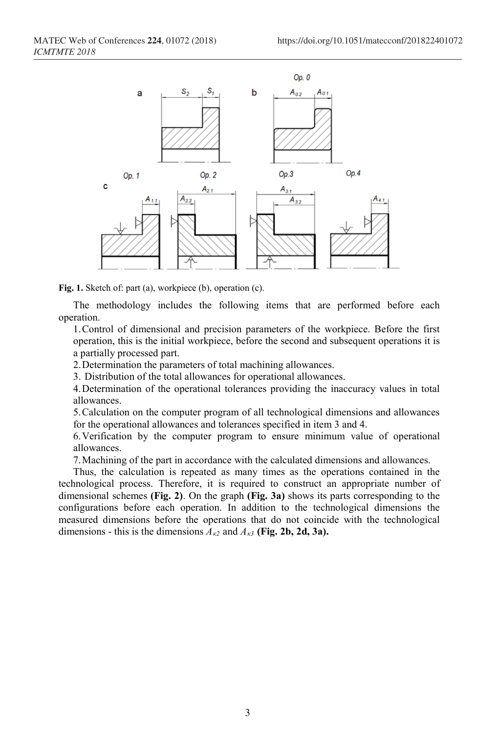**Fig. 1.** Sketch of: part (a), workpiece (b), operation (c).

The methodology includes the following items that are performed before each operation.

1. Control of dimensional and precision parameters of the workpiece. Before the first operation, this is the initial workpiece, before the second and subsequent operations it is a partially processed part.
2. Determination the parameters of total machining allowances.
3. Distribution of the total allowances for operational allowances.
4. Determination of the operational tolerances providing the inaccuracy values in total allowances.
5. Calculation on the computer program of all technological dimensions and allowances for the operational allowances and tolerances specified in item 3 and 4.
6. Verification by the computer program to ensure minimum value of operational allowances.
7. Machining of the part in accordance with the calculated dimensions and allowances.

Thus, the calculation is repeated as many times as the operations contained in the technological process. Therefore, it is required to construct an appropriate number of dimensional schemes **(Fig. 2)**. On the graph **(Fig. 3a)** shows its parts corresponding to the configurations before each operation. In addition to the technological dimensions the measured dimensions before the operations that do not coincide with the technological dimensions - this is the dimensions $A_{к2}$ and $A_{к3}$ **(Fig. 2b, 2d, 3a).**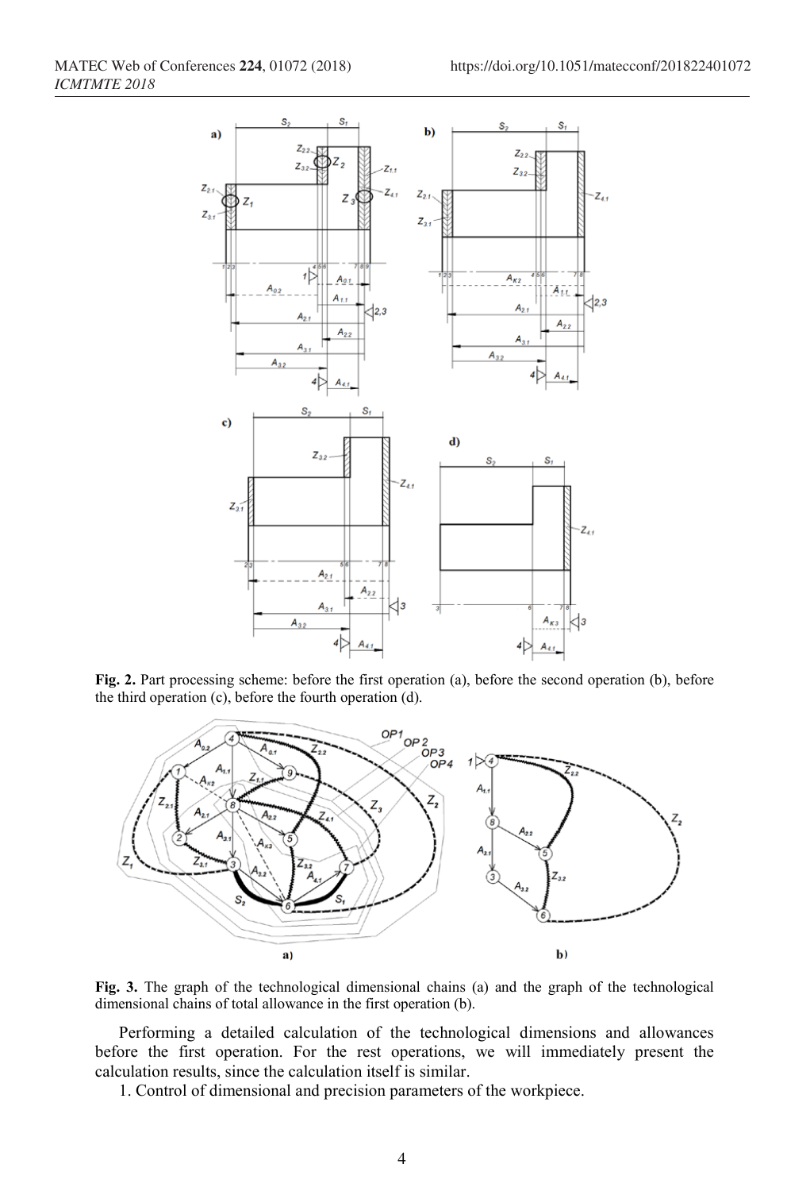**Fig. 2.** Part processing scheme: before the first operation (a), before the second operation (b), before the third operation (c), before the fourth operation (d).

**Fig. 3.** The graph of the technological dimensional chains (a) and the graph of the technological dimensional chains of total allowance in the first operation (b).

Performing a detailed calculation of the technological dimensions and allowances before the first operation. For the rest operations, we will immediately present the calculation results, since the calculation itself is similar.

1. Control of dimensional and precision parameters of the workpiece.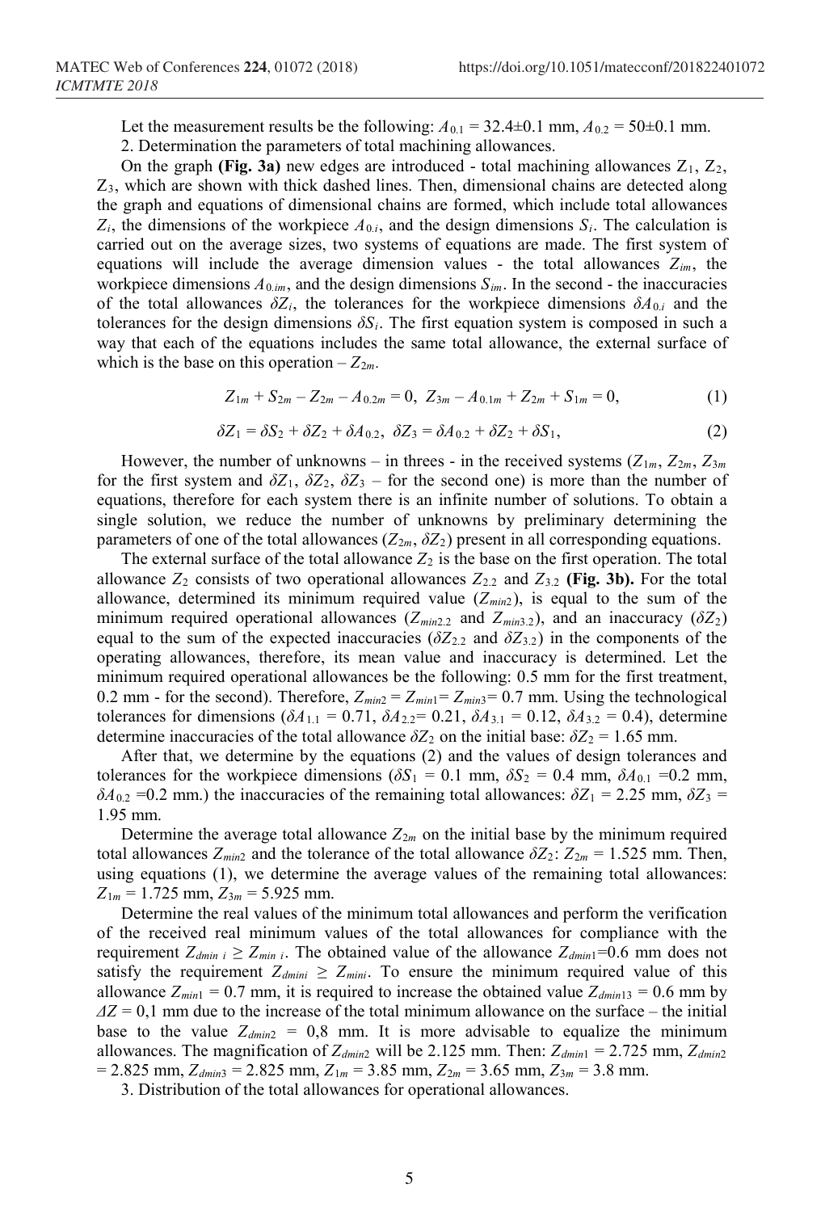Let the measurement results be the following: $A_{0.1} = 32.4 \pm 0.1$ mm, $A_{0.2} = 50 \pm 0.1$ mm.

2. Determination the parameters of total machining allowances.

On the graph **(Fig. 3a)** new edges are introduced - total machining allowances $Z_1$, $Z_2$, $Z_3$, which are shown with thick dashed lines. Then, dimensional chains are detected along the graph and equations of dimensional chains are formed, which include total allowances $Z_i$, the dimensions of the workpiece $A_{0.i}$, and the design dimensions $S_i$. The calculation is carried out on the average sizes, two systems of equations are made. The first system of equations will include the average dimension values - the total allowances $Z_{im}$, the workpiece dimensions $A_{0.im}$, and the design dimensions $S_{im}$. In the second - the inaccuracies of the total allowances $\delta Z_i$, the tolerances for the workpiece dimensions $\delta A_{0.i}$ and the tolerances for the design dimensions $\delta S_i$. The first equation system is composed in such a way that each of the equations includes the same total allowance, the external surface of which is the base on this operation – $Z_{2m}$.

$$Z_{1m} + S_{2m} - Z_{2m} - A_{0.2m} = 0, \; Z_{3m} - A_{0.1m} + Z_{2m} + S_{1m} = 0, \tag{1}$$

$$\delta Z_1 = \delta S_2 + \delta Z_2 + \delta A_{0.2}, \; \delta Z_3 = \delta A_{0.2} + \delta Z_2 + \delta S_1, \tag{2}$$

However, the number of unknowns – in threes - in the received systems ($Z_{1m}$, $Z_{2m}$, $Z_{3m}$ for the first system and $\delta Z_1$, $\delta Z_2$, $\delta Z_3$ – for the second one) is more than the number of equations, therefore for each system there is an infinite number of solutions. To obtain a single solution, we reduce the number of unknowns by preliminary determining the parameters of one of the total allowances ($Z_{2m}$, $\delta Z_2$) present in all corresponding equations.

The external surface of the total allowance $Z_2$ is the base on the first operation. The total allowance $Z_2$ consists of two operational allowances $Z_{2.2}$ and $Z_{3.2}$ **(Fig. 3b).** For the total allowance, determined its minimum required value ($Z_{min2}$), is equal to the sum of the minimum required operational allowances ($Z_{min2.2}$ and $Z_{min3.2}$), and an inaccuracy ($\delta Z_2$) equal to the sum of the expected inaccuracies ($\delta Z_{2.2}$ and $\delta Z_{3.2}$) in the components of the operating allowances, therefore, its mean value and inaccuracy is determined. Let the minimum required operational allowances be the following: 0.5 mm for the first treatment, 0.2 mm - for the second). Therefore, $Z_{min2} = Z_{min1} = Z_{min3} = 0.7$ mm. Using the technological tolerances for dimensions ($\delta A_{1.1} = 0.71$, $\delta A_{2.2} = 0.21$, $\delta A_{3.1} = 0.12$, $\delta A_{3.2} = 0.4$), determine determine inaccuracies of the total allowance $\delta Z_2$ on the initial base: $\delta Z_2 = 1.65$ mm.

After that, we determine by the equations (2) and the values of design tolerances and tolerances for the workpiece dimensions ($\delta S_1 = 0.1$ mm, $\delta S_2 = 0.4$ mm, $\delta A_{0.1} = 0.2$ mm, $\delta A_{0.2} = 0.2$ mm.) the inaccuracies of the remaining total allowances: $\delta Z_1 = 2.25$ mm, $\delta Z_3 = 1.95$ mm.

Determine the average total allowance $Z_{2m}$ on the initial base by the minimum required total allowances $Z_{min2}$ and the tolerance of the total allowance $\delta Z_2$: $Z_{2m} = 1.525$ mm. Then, using equations (1), we determine the average values of the remaining total allowances: $Z_{1m} = 1.725$ mm, $Z_{3m} = 5.925$ mm.

Determine the real values of the minimum total allowances and perform the verification of the received real minimum values of the total allowances for compliance with the requirement $Z_{dmin\,i} \geq Z_{min\,i}$. The obtained value of the allowance $Z_{dmin1} = 0.6$ mm does not satisfy the requirement $Z_{dmini} \geq Z_{mini}$. To ensure the minimum required value of this allowance $Z_{min1} = 0.7$ mm, it is required to increase the obtained value $Z_{dmin13} = 0.6$ mm by $\Delta Z = 0{,}1$ mm due to the increase of the total minimum allowance on the surface – the initial base to the value $Z_{dmin2} = 0{,}8$ mm. It is more advisable to equalize the minimum allowances. The magnification of $Z_{dmin2}$ will be 2.125 mm. Then: $Z_{dmin1} = 2.725$ mm, $Z_{dmin2} = 2.825$ mm, $Z_{dmin3} = 2.825$ mm, $Z_{1m} = 3.85$ mm, $Z_{2m} = 3.65$ mm, $Z_{3m} = 3.8$ mm.

3. Distribution of the total allowances for operational allowances.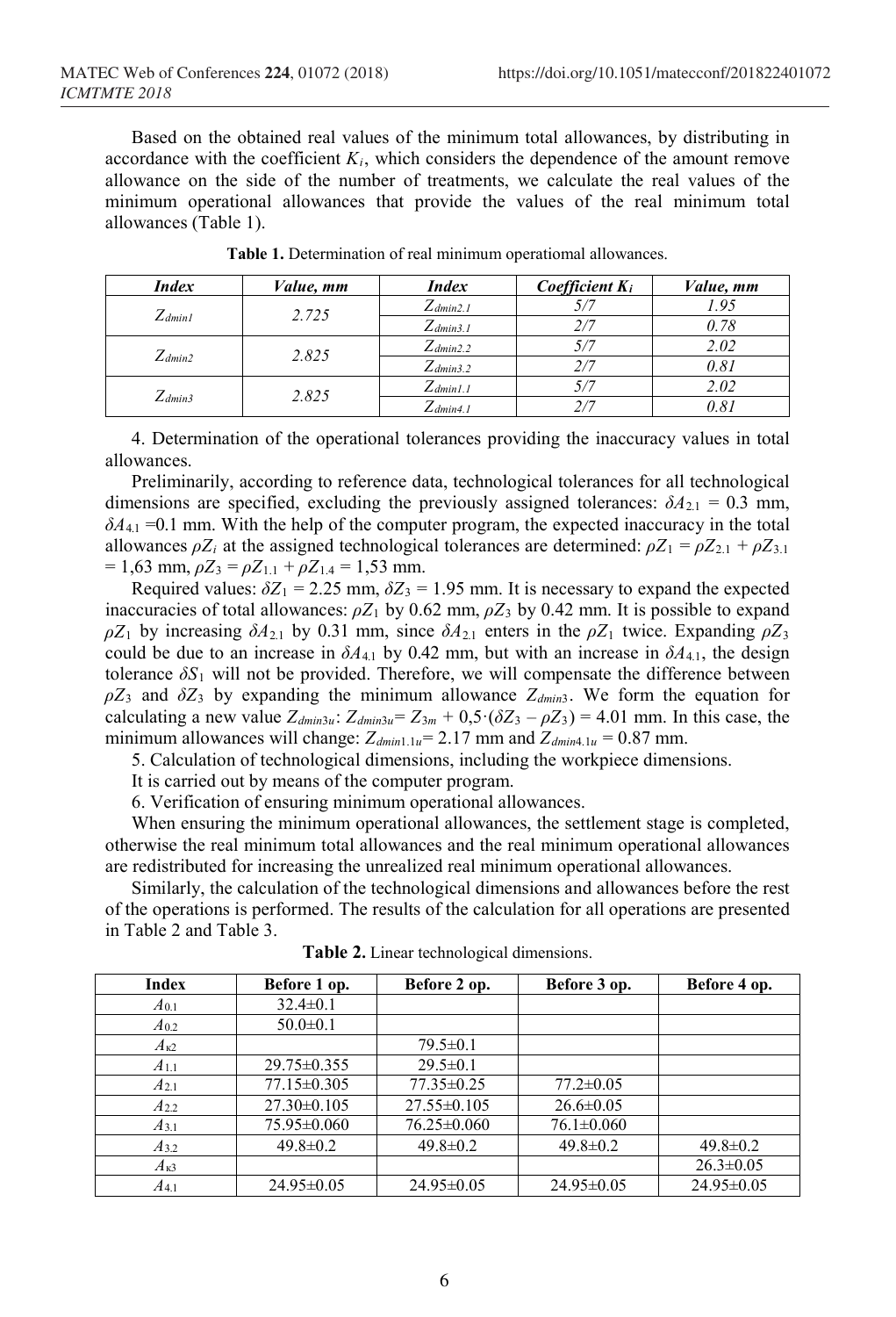Based on the obtained real values of the minimum total allowances, by distributing in accordance with the coefficient $K_i$, which considers the dependence of the amount remove allowance on the side of the number of treatments, we calculate the real values of the minimum operational allowances that provide the values of the real minimum total allowances (Table 1).

**Table 1.** Determination of real minimum operatiomal allowances.

| *Index* | *Value, mm* | *Index* | *Coefficient $K_i$* | *Value, mm* |
|---|---|---|---|---|
| $Z_{dmin1}$ | 2.725 | $Z_{dmin2.1}$ | 5/7 | 1.95 |
| | | $Z_{dmin3.1}$ | 2/7 | 0.78 |
| $Z_{dmin2}$ | 2.825 | $Z_{dmin2.2}$ | 5/7 | 2.02 |
| | | $Z_{dmin3.2}$ | 2/7 | 0.81 |
| $Z_{dmin3}$ | 2.825 | $Z_{dmin1.1}$ | 5/7 | 2.02 |
| | | $Z_{dmin4.1}$ | 2/7 | 0.81 |

4. Determination of the operational tolerances providing the inaccuracy values in total allowances.

Preliminarily, according to reference data, technological tolerances for all technological dimensions are specified, excluding the previously assigned tolerances: $\delta A_{2.1}$ = 0.3 mm, $\delta A_{4.1}$ =0.1 mm. With the help of the computer program, the expected inaccuracy in the total allowances $\rho Z_i$ at the assigned technological tolerances are determined: $\rho Z_1 = \rho Z_{2.1} + \rho Z_{3.1}$ = 1,63 mm, $\rho Z_3 = \rho Z_{1.1} + \rho Z_{1.4}$ = 1,53 mm.

Required values: $\delta Z_1$ = 2.25 mm, $\delta Z_3$ = 1.95 mm. It is necessary to expand the expected inaccuracies of total allowances: $\rho Z_1$ by 0.62 mm, $\rho Z_3$ by 0.42 mm. It is possible to expand $\rho Z_1$ by increasing $\delta A_{2.1}$ by 0.31 mm, since $\delta A_{2.1}$ enters in the $\rho Z_1$ twice. Expanding $\rho Z_3$ could be due to an increase in $\delta A_{4.1}$ by 0.42 mm, but with an increase in $\delta A_{4.1}$, the design tolerance $\delta S_1$ will not be provided. Therefore, we will compensate the difference between $\rho Z_3$ and $\delta Z_3$ by expanding the minimum allowance $Z_{dmin3}$. We form the equation for calculating a new value $Z_{dmin3u}$: $Z_{dmin3u} = Z_{3m} + 0{,}5\cdot(\delta Z_3 - \rho Z_3)$ = 4.01 mm. In this case, the minimum allowances will change: $Z_{dmin1.1u}$ = 2.17 mm and $Z_{dmin4.1u}$ = 0.87 mm.

5. Calculation of technological dimensions, including the workpiece dimensions.

It is carried out by means of the computer program.

6. Verification of ensuring minimum operational allowances.

When ensuring the minimum operational allowances, the settlement stage is completed, otherwise the real minimum total allowances and the real minimum operational allowances are redistributed for increasing the unrealized real minimum operational allowances.

Similarly, the calculation of the technological dimensions and allowances before the rest of the operations is performed. The results of the calculation for all operations are presented in Table 2 and Table 3.

**Table 2.** Linear technological dimensions.

| Index | Before 1 op. | Before 2 op. | Before 3 op. | Before 4 op. |
|---|---|---|---|---|
| $A_{0.1}$ | 32.4±0.1 | | | |
| $A_{0.2}$ | 50.0±0.1 | | | |
| $A_{к2}$ | | 79.5±0.1 | | |
| $A_{1.1}$ | 29.75±0.355 | 29.5±0.1 | | |
| $A_{2.1}$ | 77.15±0.305 | 77.35±0.25 | 77.2±0.05 | |
| $A_{2.2}$ | 27.30±0.105 | 27.55±0.105 | 26.6±0.05 | |
| $A_{3.1}$ | 75.95±0.060 | 76.25±0.060 | 76.1±0.060 | |
| $A_{3.2}$ | 49.8±0.2 | 49.8±0.2 | 49.8±0.2 | 49.8±0.2 |
| $A_{к3}$ | | | | 26.3±0.05 |
| $A_{4.1}$ | 24.95±0.05 | 24.95±0.05 | 24.95±0.05 | 24.95±0.05 |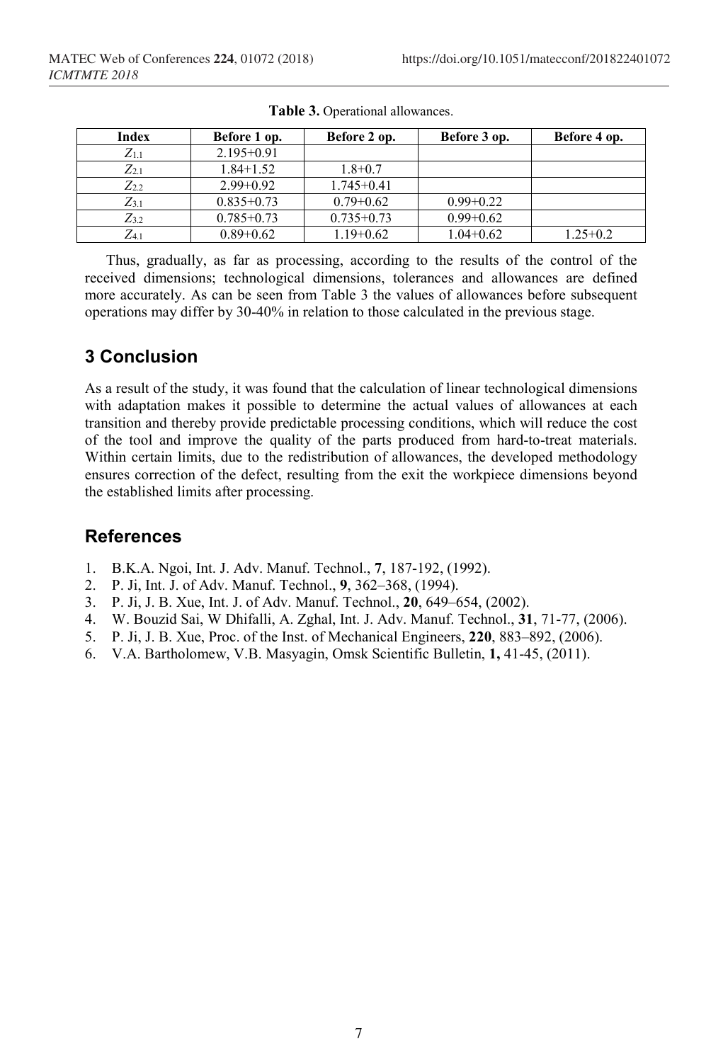**Table 3.** Operational allowances.

| Index | Before 1 op. | Before 2 op. | Before 3 op. | Before 4 op. |
| --- | --- | --- | --- | --- |
| $Z_{1.1}$ | 2.195+0.91 | | | |
| $Z_{2.1}$ | 1.84+1.52 | 1.8+0.7 | | |
| $Z_{2.2}$ | 2.99+0.92 | 1.745+0.41 | | |
| $Z_{3.1}$ | 0.835+0.73 | 0.79+0.62 | 0.99+0.22 | |
| $Z_{3.2}$ | 0.785+0.73 | 0.735+0.73 | 0.99+0.62 | |
| $Z_{4.1}$ | 0.89+0.62 | 1.19+0.62 | 1.04+0.62 | 1.25+0.2 |

Thus, gradually, as far as processing, according to the results of the control of the received dimensions; technological dimensions, tolerances and allowances are defined more accurately. As can be seen from Table 3 the values of allowances before subsequent operations may differ by 30-40% in relation to those calculated in the previous stage.

## 3 Conclusion

As a result of the study, it was found that the calculation of linear technological dimensions with adaptation makes it possible to determine the actual values of allowances at each transition and thereby provide predictable processing conditions, which will reduce the cost of the tool and improve the quality of the parts produced from hard-to-treat materials. Within certain limits, due to the redistribution of allowances, the developed methodology ensures correction of the defect, resulting from the exit the workpiece dimensions beyond the established limits after processing.

## References

1. B.K.A. Ngoi, Int. J. Adv. Manuf. Technol., **7**, 187-192, (1992).
2. P. Ji, Int. J. of Adv. Manuf. Technol., **9**, 362–368, (1994).
3. P. Ji, J. B. Xue, Int. J. of Adv. Manuf. Technol., **20**, 649–654, (2002).
4. W. Bouzid Sai, W Dhifalli, A. Zghal, Int. J. Adv. Manuf. Technol., **31**, 71-77, (2006).
5. P. Ji, J. B. Xue, Proc. of the Inst. of Mechanical Engineers, **220**, 883–892, (2006).
6. V.A. Bartholomew, V.B. Masyagin, Omsk Scientific Bulletin, **1,** 41-45, (2011).